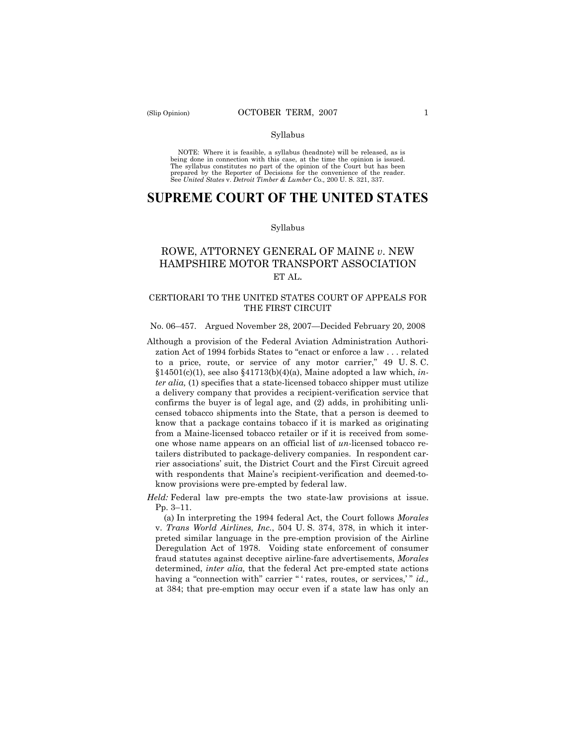NOTE: Where it is feasible, a syllabus (headnote) will be released, as is being done in connection with this case, at the time the opinion is issued. The syllabus constitutes no part of the opinion of the Court but has been prepared by the Reporter of Decisions for the convenience of the reader. See *United States* v. *Detroit Timber & Lumber Co.,* 200 U. S. 321, 337.

# SUPREME COURT OF THE UNITED STATES

Syllabus

## ROWE, ATTORNEY GENERAL OF MAINE *v.* NEW HAMPSHIRE MOTOR TRANSPORT ASSOCIATION ET AL.

CERTIORARI TO THE UNITED STATES COURT OF APPEALS FOR THE FIRST CIRCUIT

No. 06–457. Argued November 28, 2007—Decided February 20, 2008

Although a provision of the Federal Aviation Administration Authorization Act of 1994 forbids States to "enact or enforce a law . . . related to a price, route, or service of any motor carrier," 49 U. S. C. §14501(c)(1), see also §41713(b)(4)(a), Maine adopted a law which, *inter alia,* (1) specifies that a state-licensed tobacco shipper must utilize a delivery company that provides a recipient-verification service that confirms the buyer is of legal age, and (2) adds, in prohibiting unlicensed tobacco shipments into the State, that a person is deemed to know that a package contains tobacco if it is marked as originating from a Maine-licensed tobacco retailer or if it is received from someone whose name appears on an official list of *un*-licensed tobacco retailers distributed to package-delivery companies. In respondent carrier associations' suit, the District Court and the First Circuit agreed with respondents that Maine's recipient-verification and deemed-to-know provisions were pre-empted by federal law.

*Held:* Federal law pre-empts the two state-law provisions at issue. Pp. 3–11.

(a) In interpreting the 1994 federal Act, the Court follows *Morales* v. *Trans World Airlines, Inc.*, 504 U. S. 374, 378, in which it interpreted similar language in the pre-emption provision of the Airline Deregulation Act of 1978. Voiding state enforcement of consumer fraud statutes against deceptive airline-fare advertisements, *Morales* determined, *inter alia,* that the federal Act pre-empted state actions having a "connection with" carrier " 'rates, routes, or services,' " *id.,* at 384; that pre-emption may occur even if a state law has only an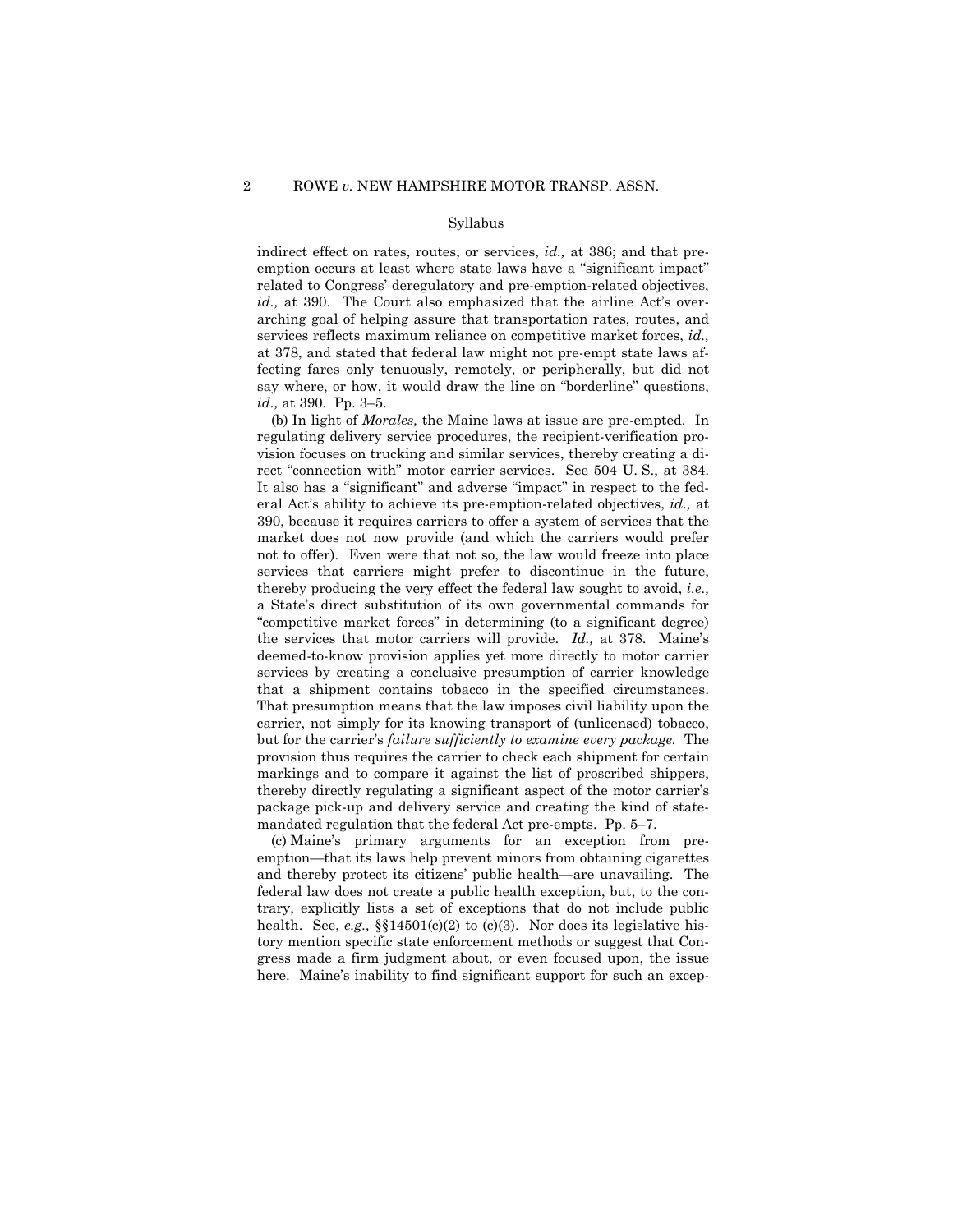Syllabus

indirect effect on rates, routes, or services, *id.,* at 386; and that pre-emption occurs at least where state laws have a "significant impact" related to Congress' deregulatory and pre-emption-related objectives, *id.,* at 390. The Court also emphasized that the airline Act's overarching goal of helping assure that transportation rates, routes, and services reflects maximum reliance on competitive market forces, *id.,* at 378, and stated that federal law might not pre-empt state laws affecting fares only tenuously, remotely, or peripherally, but did not say where, or how, it would draw the line on "borderline" questions, *id.,* at 390. Pp. 3–5.

(b) In light of *Morales,* the Maine laws at issue are pre-empted. In regulating delivery service procedures, the recipient-verification provision focuses on trucking and similar services, thereby creating a direct "connection with" motor carrier services. See 504 U. S., at 384. It also has a "significant" and adverse "impact" in respect to the federal Act's ability to achieve its pre-emption-related objectives, *id.,* at 390, because it requires carriers to offer a system of services that the market does not now provide (and which the carriers would prefer not to offer). Even were that not so, the law would freeze into place services that carriers might prefer to discontinue in the future, thereby producing the very effect the federal law sought to avoid, *i.e.,* a State's direct substitution of its own governmental commands for "competitive market forces" in determining (to a significant degree) the services that motor carriers will provide. *Id.,* at 378. Maine's deemed-to-know provision applies yet more directly to motor carrier services by creating a conclusive presumption of carrier knowledge that a shipment contains tobacco in the specified circumstances. That presumption means that the law imposes civil liability upon the carrier, not simply for its knowing transport of (unlicensed) tobacco, but for the carrier's *failure sufficiently to examine every package.* The provision thus requires the carrier to check each shipment for certain markings and to compare it against the list of proscribed shippers, thereby directly regulating a significant aspect of the motor carrier's package pick-up and delivery service and creating the kind of state-mandated regulation that the federal Act pre-empts. Pp. 5–7.

(c) Maine's primary arguments for an exception from pre-emption—that its laws help prevent minors from obtaining cigarettes and thereby protect its citizens' public health—are unavailing. The federal law does not create a public health exception, but, to the contrary, explicitly lists a set of exceptions that do not include public health. See, *e.g.,* §§14501(c)(2) to (c)(3). Nor does its legislative history mention specific state enforcement methods or suggest that Congress made a firm judgment about, or even focused upon, the issue here. Maine's inability to find significant support for such an excep-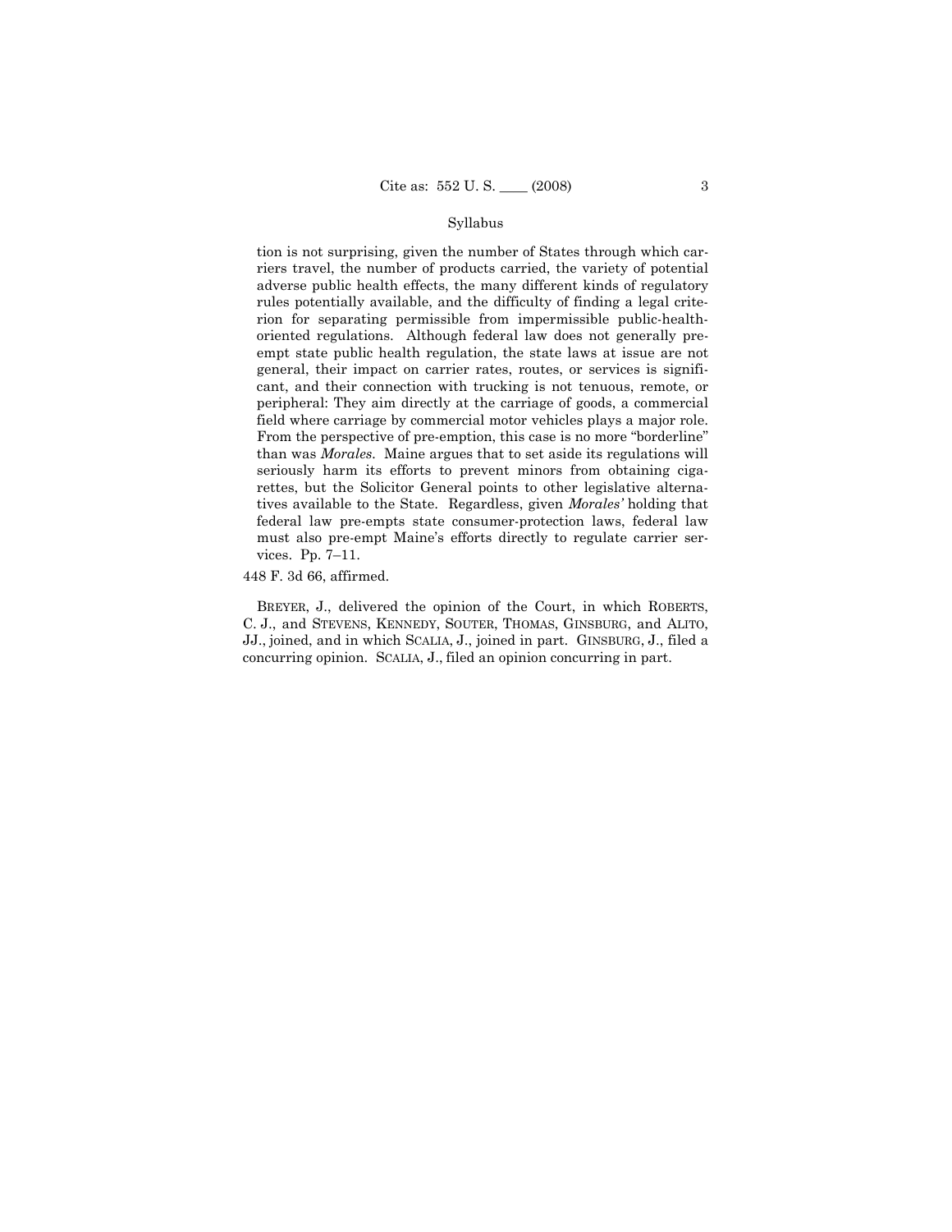tion is not surprising, given the number of States through which carriers travel, the number of products carried, the variety of potential adverse public health effects, the many different kinds of regulatory rules potentially available, and the difficulty of finding a legal criterion for separating permissible from impermissible public-health-oriented regulations. Although federal law does not generally pre-empt state public health regulation, the state laws at issue are not general, their impact on carrier rates, routes, or services is significant, and their connection with trucking is not tenuous, remote, or peripheral: They aim directly at the carriage of goods, a commercial field where carriage by commercial motor vehicles plays a major role. From the perspective of pre-emption, this case is no more "borderline" than was *Morales*. Maine argues that to set aside its regulations will seriously harm its efforts to prevent minors from obtaining cigarettes, but the Solicitor General points to other legislative alternatives available to the State. Regardless, given *Morales'* holding that federal law pre-empts state consumer-protection laws, federal law must also pre-empt Maine's efforts directly to regulate carrier services. Pp. 7–11.

448 F. 3d 66, affirmed.

BREYER, J., delivered the opinion of the Court, in which ROBERTS, C. J., and STEVENS, KENNEDY, SOUTER, THOMAS, GINSBURG, and ALITO, JJ., joined, and in which SCALIA, J., joined in part. GINSBURG, J., filed a concurring opinion. SCALIA, J., filed an opinion concurring in part.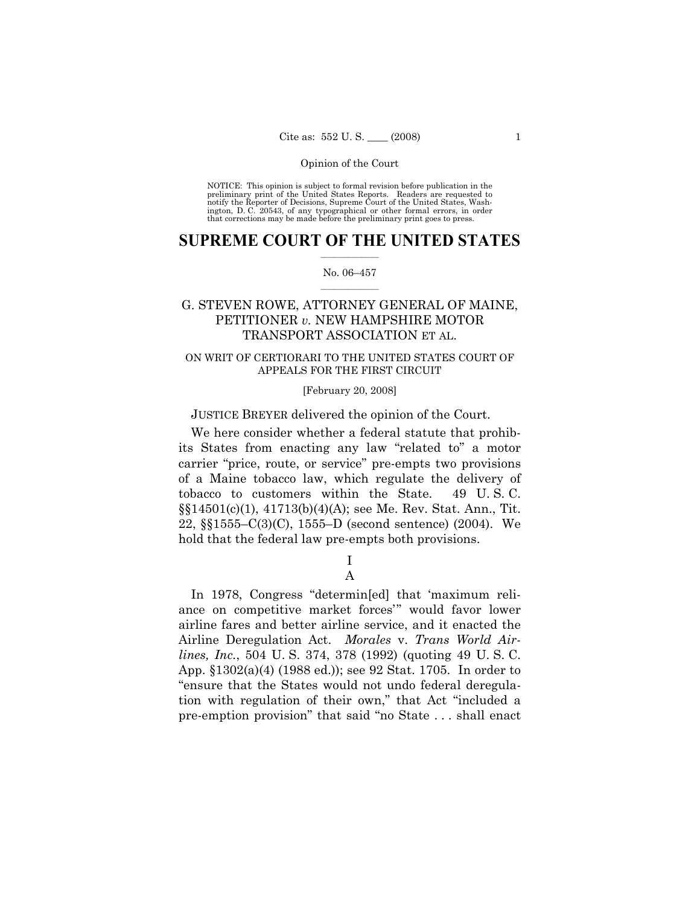Opinion of the Court

NOTICE: This opinion is subject to formal revision before publication in the preliminary print of the United States Reports. Readers are requested to notify the Reporter of Decisions, Supreme Court of the United States, Washington, D. C. 20543, of any typographical or other formal errors, in order that corrections may be made before the preliminary print goes to press.

# SUPREME COURT OF THE UNITED STATES

No. 06–457

## G. STEVEN ROWE, ATTORNEY GENERAL OF MAINE, PETITIONER *v.* NEW HAMPSHIRE MOTOR TRANSPORT ASSOCIATION ET AL.

ON WRIT OF CERTIORARI TO THE UNITED STATES COURT OF APPEALS FOR THE FIRST CIRCUIT

[February 20, 2008]

JUSTICE BREYER delivered the opinion of the Court.

We here consider whether a federal statute that prohibits States from enacting any law "related to" a motor carrier "price, route, or service" pre-empts two provisions of a Maine tobacco law, which regulate the delivery of tobacco to customers within the State. 49 U. S. C. §§14501(c)(1), 41713(b)(4)(A); see Me. Rev. Stat. Ann., Tit. 22, §§1555–C(3)(C), 1555–D (second sentence) (2004). We hold that the federal law pre-empts both provisions.

I

A

In 1978, Congress "determin[ed] that 'maximum reliance on competitive market forces'" would favor lower airline fares and better airline service, and it enacted the Airline Deregulation Act. *Morales* v. *Trans World Airlines, Inc.*, 504 U. S. 374, 378 (1992) (quoting 49 U. S. C. App. §1302(a)(4) (1988 ed.)); see 92 Stat. 1705. In order to "ensure that the States would not undo federal deregulation with regulation of their own," that Act "included a pre-emption provision" that said "no State . . . shall enact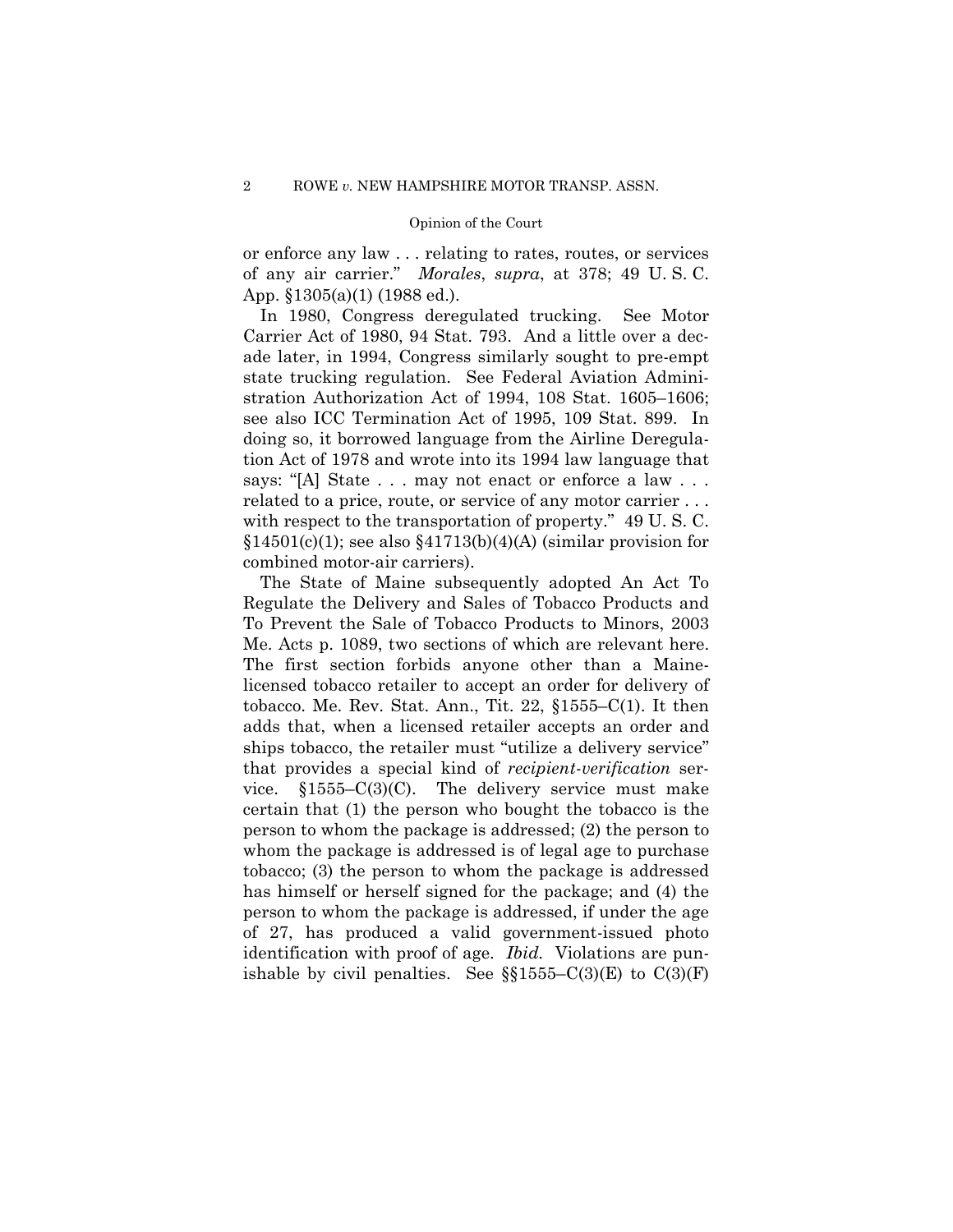or enforce any law . . . relating to rates, routes, or services of any air carrier." *Morales*, *supra*, at 378; 49 U. S. C. App. §1305(a)(1) (1988 ed.).

In 1980, Congress deregulated trucking. See Motor Carrier Act of 1980, 94 Stat. 793. And a little over a decade later, in 1994, Congress similarly sought to pre-empt state trucking regulation. See Federal Aviation Administration Authorization Act of 1994, 108 Stat. 1605–1606; see also ICC Termination Act of 1995, 109 Stat. 899. In doing so, it borrowed language from the Airline Deregulation Act of 1978 and wrote into its 1994 law language that says: "[A] State . . . may not enact or enforce a law . . . related to a price, route, or service of any motor carrier . . . with respect to the transportation of property." 49 U. S. C. §14501(c)(1); see also §41713(b)(4)(A) (similar provision for combined motor-air carriers).

The State of Maine subsequently adopted An Act To Regulate the Delivery and Sales of Tobacco Products and To Prevent the Sale of Tobacco Products to Minors, 2003 Me. Acts p. 1089, two sections of which are relevant here. The first section forbids anyone other than a Maine-licensed tobacco retailer to accept an order for delivery of tobacco. Me. Rev. Stat. Ann., Tit. 22, §1555–C(1). It then adds that, when a licensed retailer accepts an order and ships tobacco, the retailer must "utilize a delivery service" that provides a special kind of *recipient-verification* service. §1555–C(3)(C). The delivery service must make certain that (1) the person who bought the tobacco is the person to whom the package is addressed; (2) the person to whom the package is addressed is of legal age to purchase tobacco; (3) the person to whom the package is addressed has himself or herself signed for the package; and (4) the person to whom the package is addressed, if under the age of 27, has produced a valid government-issued photo identification with proof of age. *Ibid.* Violations are punishable by civil penalties. See §§1555–C(3)(E) to C(3)(F)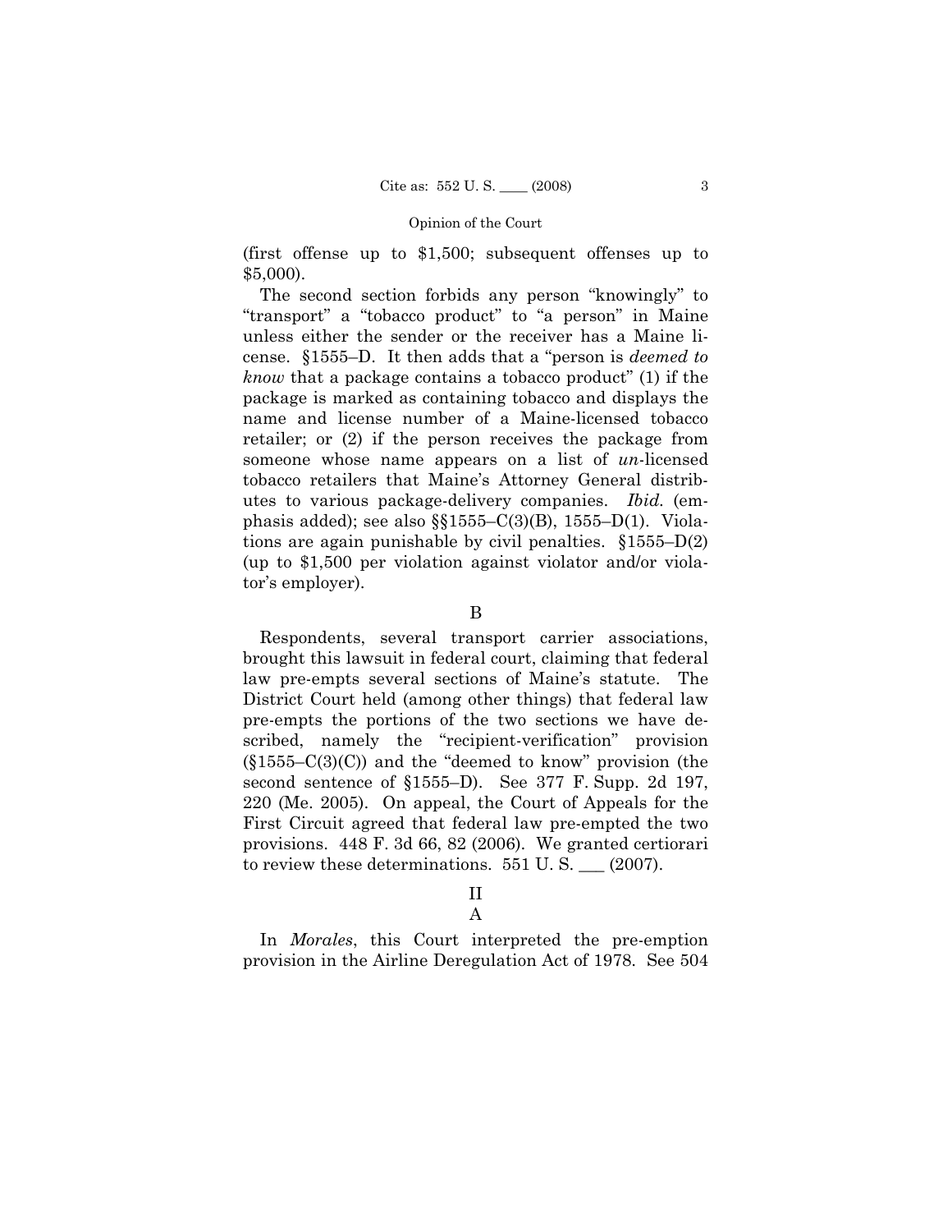(first offense up to $1,500; subsequent offenses up to $5,000).

The second section forbids any person "knowingly" to "transport" a "tobacco product" to "a person" in Maine unless either the sender or the receiver has a Maine license. §1555–D. It then adds that a "person is *deemed to know* that a package contains a tobacco product" (1) if the package is marked as containing tobacco and displays the name and license number of a Maine-licensed tobacco retailer; or (2) if the person receives the package from someone whose name appears on a list of *un*-licensed tobacco retailers that Maine's Attorney General distributes to various package-delivery companies. *Ibid.* (emphasis added); see also §§1555–C(3)(B), 1555–D(1). Violations are again punishable by civil penalties. §1555–D(2) (up to $1,500 per violation against violator and/or violator's employer).

B

Respondents, several transport carrier associations, brought this lawsuit in federal court, claiming that federal law pre-empts several sections of Maine's statute. The District Court held (among other things) that federal law pre-empts the portions of the two sections we have described, namely the "recipient-verification" provision (§1555–C(3)(C)) and the "deemed to know" provision (the second sentence of §1555–D). See 377 F. Supp. 2d 197, 220 (Me. 2005). On appeal, the Court of Appeals for the First Circuit agreed that federal law pre-empted the two provisions. 448 F. 3d 66, 82 (2006). We granted certiorari to review these determinations. 551 U. S. ___ (2007).

II

A

In *Morales*, this Court interpreted the pre-emption provision in the Airline Deregulation Act of 1978. See 504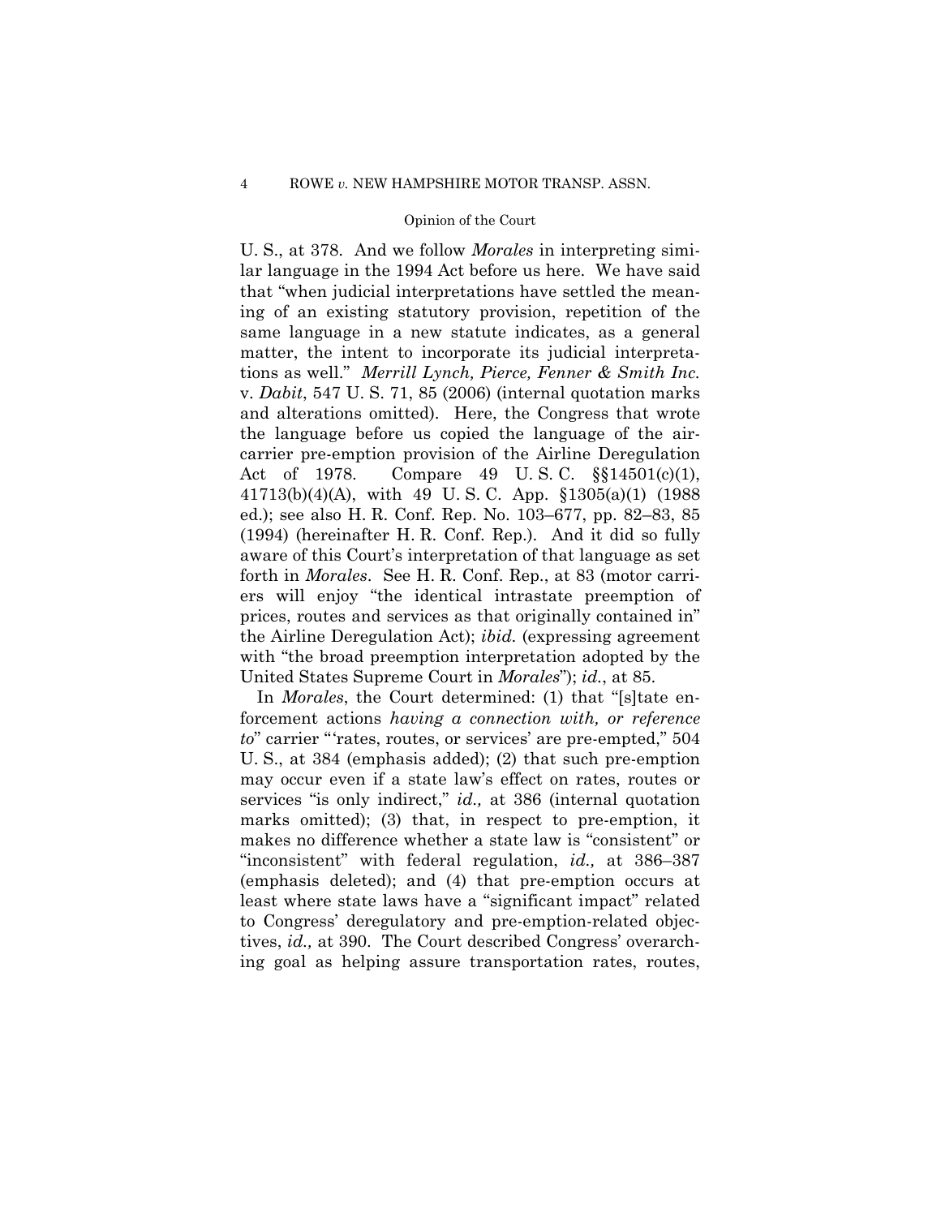U. S., at 378. And we follow *Morales* in interpreting similar language in the 1994 Act before us here. We have said that "when judicial interpretations have settled the meaning of an existing statutory provision, repetition of the same language in a new statute indicates, as a general matter, the intent to incorporate its judicial interpretations as well." *Merrill Lynch, Pierce, Fenner & Smith Inc.* v. *Dabit*, 547 U. S. 71, 85 (2006) (internal quotation marks and alterations omitted). Here, the Congress that wrote the language before us copied the language of the air-carrier pre-emption provision of the Airline Deregulation Act of 1978. Compare 49 U. S. C. §§14501(c)(1), 41713(b)(4)(A), with 49 U. S. C. App. §1305(a)(1) (1988 ed.); see also H. R. Conf. Rep. No. 103–677, pp. 82–83, 85 (1994) (hereinafter H. R. Conf. Rep.). And it did so fully aware of this Court's interpretation of that language as set forth in *Morales*. See H. R. Conf. Rep., at 83 (motor carriers will enjoy "the identical intrastate preemption of prices, routes and services as that originally contained in" the Airline Deregulation Act); *ibid.* (expressing agreement with "the broad preemption interpretation adopted by the United States Supreme Court in *Morales*"); *id.*, at 85.

In *Morales*, the Court determined: (1) that "[s]tate enforcement actions *having a connection with, or reference to*" carrier "'rates, routes, or services' are pre-empted," 504 U. S., at 384 (emphasis added); (2) that such pre-emption may occur even if a state law's effect on rates, routes or services "is only indirect," *id.,* at 386 (internal quotation marks omitted); (3) that, in respect to pre-emption, it makes no difference whether a state law is "consistent" or "inconsistent" with federal regulation, *id.,* at 386–387 (emphasis deleted); and (4) that pre-emption occurs at least where state laws have a "significant impact" related to Congress' deregulatory and pre-emption-related objectives, *id.,* at 390. The Court described Congress' overarching goal as helping assure transportation rates, routes,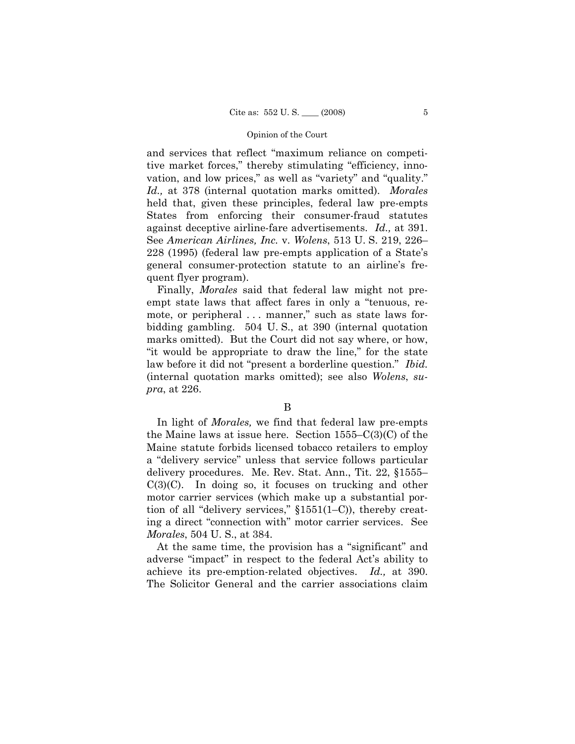and services that reflect "maximum reliance on competitive market forces," thereby stimulating "efficiency, innovation, and low prices," as well as "variety" and "quality." *Id.,* at 378 (internal quotation marks omitted). *Morales* held that, given these principles, federal law pre-empts States from enforcing their consumer-fraud statutes against deceptive airline-fare advertisements. *Id.,* at 391. See *American Airlines, Inc.* v. *Wolens*, 513 U. S. 219, 226–228 (1995) (federal law pre-empts application of a State's general consumer-protection statute to an airline's frequent flyer program).

Finally, *Morales* said that federal law might not pre-empt state laws that affect fares in only a "tenuous, remote, or peripheral . . . manner," such as state laws forbidding gambling. 504 U. S., at 390 (internal quotation marks omitted). But the Court did not say where, or how, "it would be appropriate to draw the line," for the state law before it did not "present a borderline question." *Ibid.* (internal quotation marks omitted); see also *Wolens*, *supra*, at 226.

B

In light of *Morales,* we find that federal law pre-empts the Maine laws at issue here. Section 1555–C(3)(C) of the Maine statute forbids licensed tobacco retailers to employ a "delivery service" unless that service follows particular delivery procedures. Me. Rev. Stat. Ann., Tit. 22, §1555–C(3)(C). In doing so, it focuses on trucking and other motor carrier services (which make up a substantial portion of all "delivery services," §1551(1–C)), thereby creating a direct "connection with" motor carrier services. See *Morales*, 504 U. S., at 384.

At the same time, the provision has a "significant" and adverse "impact" in respect to the federal Act's ability to achieve its pre-emption-related objectives. *Id.,* at 390. The Solicitor General and the carrier associations claim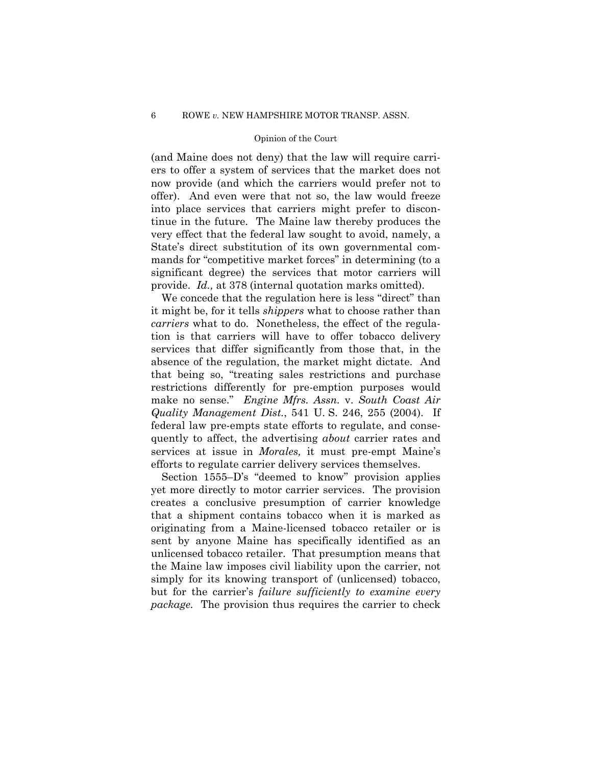(and Maine does not deny) that the law will require carriers to offer a system of services that the market does not now provide (and which the carriers would prefer not to offer). And even were that not so, the law would freeze into place services that carriers might prefer to discontinue in the future. The Maine law thereby produces the very effect that the federal law sought to avoid, namely, a State's direct substitution of its own governmental commands for "competitive market forces" in determining (to a significant degree) the services that motor carriers will provide. *Id.,* at 378 (internal quotation marks omitted).

We concede that the regulation here is less "direct" than it might be, for it tells *shippers* what to choose rather than *carriers* what to do. Nonetheless, the effect of the regulation is that carriers will have to offer tobacco delivery services that differ significantly from those that, in the absence of the regulation, the market might dictate. And that being so, "treating sales restrictions and purchase restrictions differently for pre-emption purposes would make no sense." *Engine Mfrs. Assn.* v. *South Coast Air Quality Management Dist.*, 541 U. S. 246, 255 (2004). If federal law pre-empts state efforts to regulate, and consequently to affect, the advertising *about* carrier rates and services at issue in *Morales,* it must pre-empt Maine's efforts to regulate carrier delivery services themselves.

Section 1555–D's "deemed to know" provision applies yet more directly to motor carrier services. The provision creates a conclusive presumption of carrier knowledge that a shipment contains tobacco when it is marked as originating from a Maine-licensed tobacco retailer or is sent by anyone Maine has specifically identified as an unlicensed tobacco retailer. That presumption means that the Maine law imposes civil liability upon the carrier, not simply for its knowing transport of (unlicensed) tobacco, but for the carrier's *failure sufficiently to examine every package.* The provision thus requires the carrier to check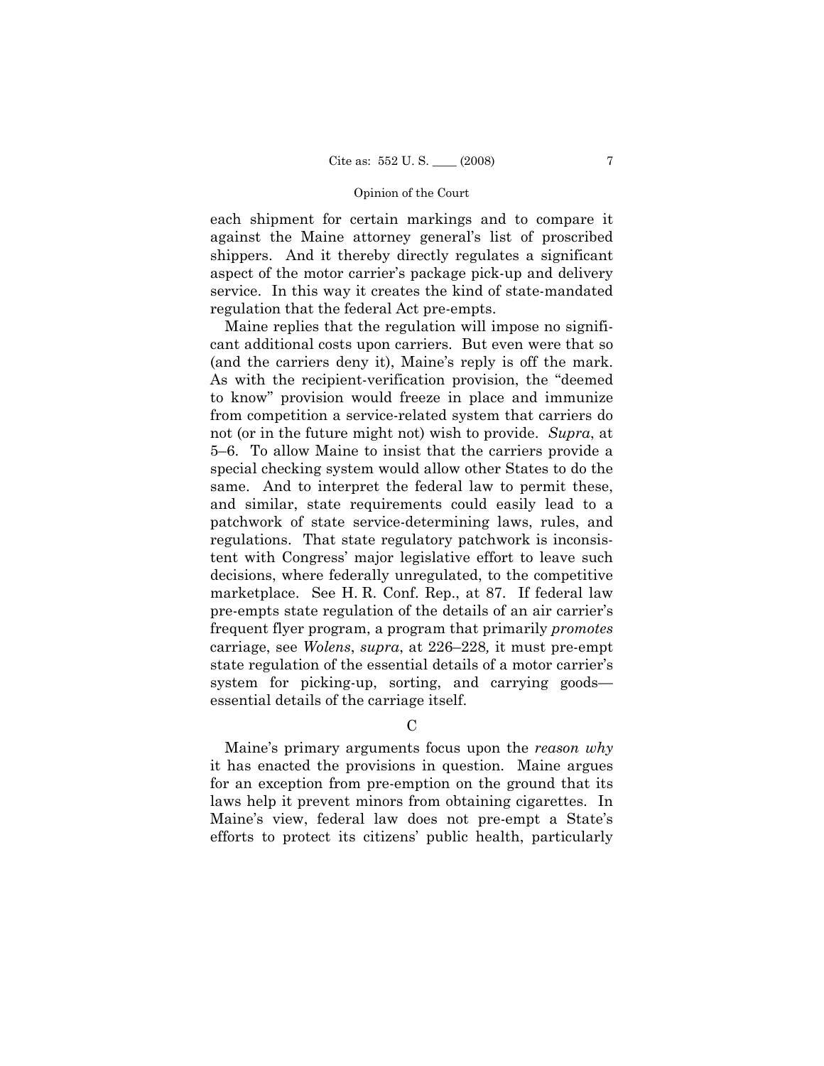each shipment for certain markings and to compare it against the Maine attorney general's list of proscribed shippers. And it thereby directly regulates a significant aspect of the motor carrier's package pick-up and delivery service. In this way it creates the kind of state-mandated regulation that the federal Act pre-empts.

Maine replies that the regulation will impose no significant additional costs upon carriers. But even were that so (and the carriers deny it), Maine's reply is off the mark. As with the recipient-verification provision, the "deemed to know" provision would freeze in place and immunize from competition a service-related system that carriers do not (or in the future might not) wish to provide. *Supra*, at 5–6. To allow Maine to insist that the carriers provide a special checking system would allow other States to do the same. And to interpret the federal law to permit these, and similar, state requirements could easily lead to a patchwork of state service-determining laws, rules, and regulations. That state regulatory patchwork is inconsistent with Congress' major legislative effort to leave such decisions, where federally unregulated, to the competitive marketplace. See H. R. Conf. Rep., at 87. If federal law pre-empts state regulation of the details of an air carrier's frequent flyer program, a program that primarily *promotes* carriage, see *Wolens*, *supra*, at 226–228, it must pre-empt state regulation of the essential details of a motor carrier's system for picking-up, sorting, and carrying goods—essential details of the carriage itself.

C

Maine's primary arguments focus upon the *reason why* it has enacted the provisions in question. Maine argues for an exception from pre-emption on the ground that its laws help it prevent minors from obtaining cigarettes. In Maine's view, federal law does not pre-empt a State's efforts to protect its citizens' public health, particularly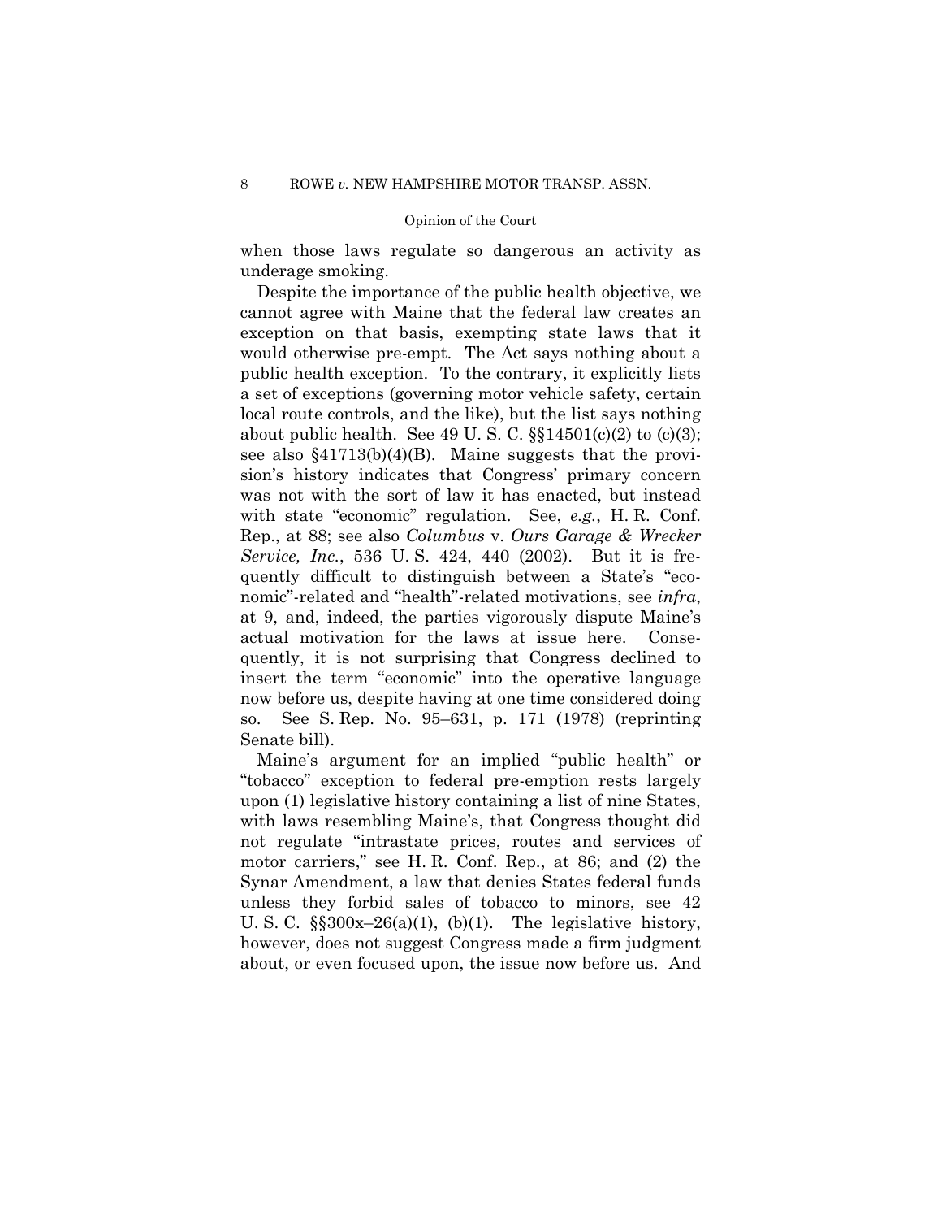when those laws regulate so dangerous an activity as underage smoking.

Despite the importance of the public health objective, we cannot agree with Maine that the federal law creates an exception on that basis, exempting state laws that it would otherwise pre-empt. The Act says nothing about a public health exception. To the contrary, it explicitly lists a set of exceptions (governing motor vehicle safety, certain local route controls, and the like), but the list says nothing about public health. See 49 U. S. C. §§14501(c)(2) to (c)(3); see also §41713(b)(4)(B). Maine suggests that the provision's history indicates that Congress' primary concern was not with the sort of law it has enacted, but instead with state "economic" regulation. See, *e.g.*, H. R. Conf. Rep., at 88; see also *Columbus* v. *Ours Garage & Wrecker Service, Inc.*, 536 U. S. 424, 440 (2002). But it is frequently difficult to distinguish between a State's "economic"-related and "health"-related motivations, see *infra*, at 9, and, indeed, the parties vigorously dispute Maine's actual motivation for the laws at issue here. Consequently, it is not surprising that Congress declined to insert the term "economic" into the operative language now before us, despite having at one time considered doing so. See S. Rep. No. 95–631, p. 171 (1978) (reprinting Senate bill).

Maine's argument for an implied "public health" or "tobacco" exception to federal pre-emption rests largely upon (1) legislative history containing a list of nine States, with laws resembling Maine's, that Congress thought did not regulate "intrastate prices, routes and services of motor carriers," see H. R. Conf. Rep., at 86; and (2) the Synar Amendment, a law that denies States federal funds unless they forbid sales of tobacco to minors, see 42 U. S. C. §§300x–26(a)(1), (b)(1). The legislative history, however, does not suggest Congress made a firm judgment about, or even focused upon, the issue now before us. And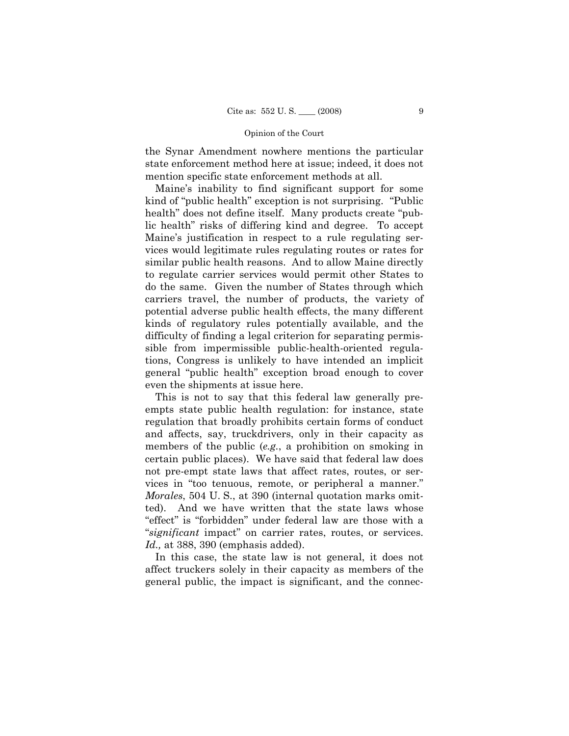the Synar Amendment nowhere mentions the particular state enforcement method here at issue; indeed, it does not mention specific state enforcement methods at all.

Maine's inability to find significant support for some kind of "public health" exception is not surprising. "Public health" does not define itself. Many products create "public health" risks of differing kind and degree. To accept Maine's justification in respect to a rule regulating services would legitimate rules regulating routes or rates for similar public health reasons. And to allow Maine directly to regulate carrier services would permit other States to do the same. Given the number of States through which carriers travel, the number of products, the variety of potential adverse public health effects, the many different kinds of regulatory rules potentially available, and the difficulty of finding a legal criterion for separating permissible from impermissible public-health-oriented regulations, Congress is unlikely to have intended an implicit general "public health" exception broad enough to cover even the shipments at issue here.

This is not to say that this federal law generally pre-empts state public health regulation: for instance, state regulation that broadly prohibits certain forms of conduct and affects, say, truckdrivers, only in their capacity as members of the public (*e.g.*, a prohibition on smoking in certain public places). We have said that federal law does not pre-empt state laws that affect rates, routes, or services in "too tenuous, remote, or peripheral a manner." *Morales*, 504 U. S., at 390 (internal quotation marks omitted). And we have written that the state laws whose "effect" is "forbidden" under federal law are those with a "*significant* impact" on carrier rates, routes, or services. *Id.,* at 388, 390 (emphasis added).

In this case, the state law is not general, it does not affect truckers solely in their capacity as members of the general public, the impact is significant, and the connec-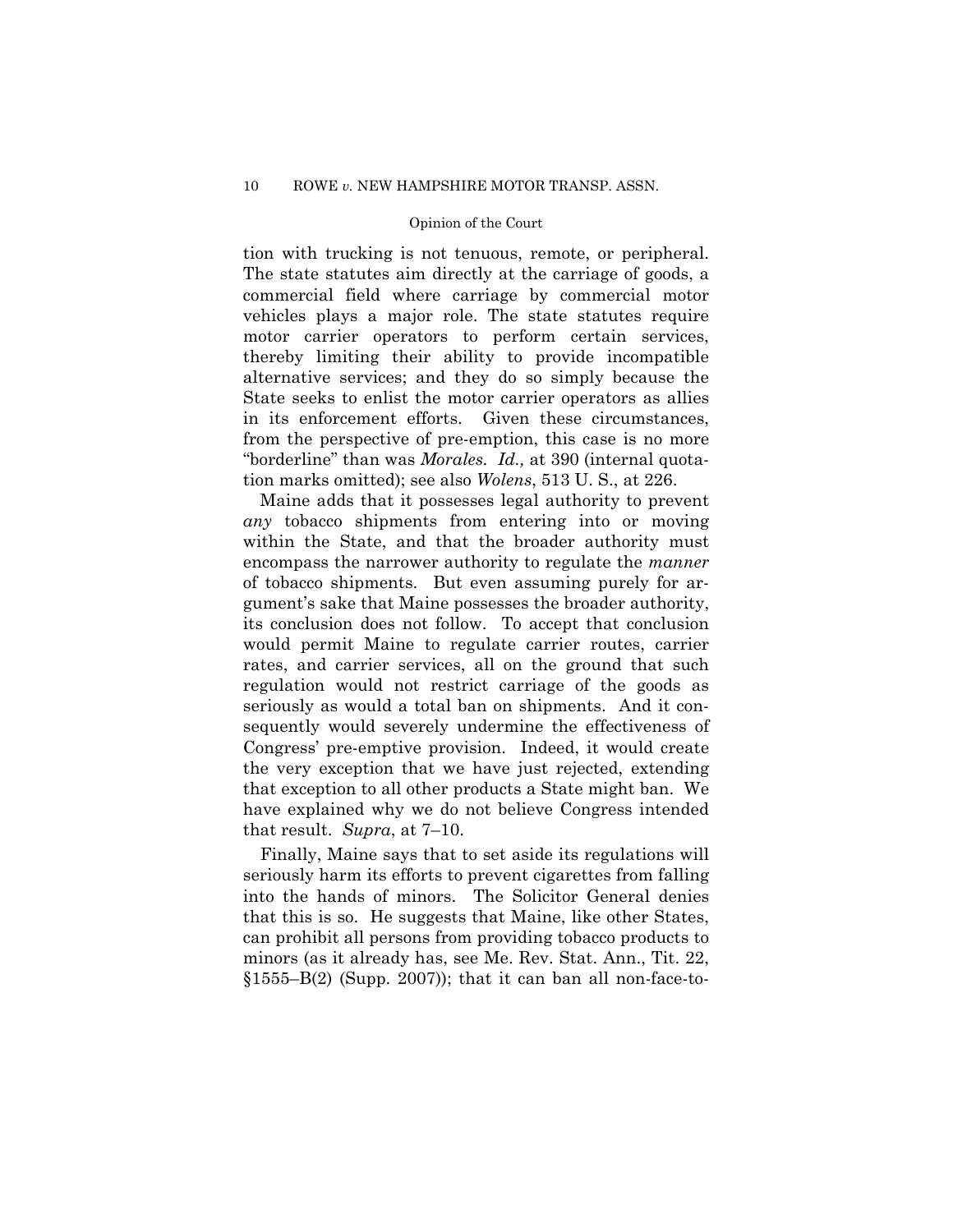tion with trucking is not tenuous, remote, or peripheral. The state statutes aim directly at the carriage of goods, a commercial field where carriage by commercial motor vehicles plays a major role. The state statutes require motor carrier operators to perform certain services, thereby limiting their ability to provide incompatible alternative services; and they do so simply because the State seeks to enlist the motor carrier operators as allies in its enforcement efforts. Given these circumstances, from the perspective of pre-emption, this case is no more "borderline" than was *Morales*. *Id.,* at 390 (internal quotation marks omitted); see also *Wolens*, 513 U. S., at 226.

Maine adds that it possesses legal authority to prevent *any* tobacco shipments from entering into or moving within the State, and that the broader authority must encompass the narrower authority to regulate the *manner* of tobacco shipments. But even assuming purely for argument's sake that Maine possesses the broader authority, its conclusion does not follow. To accept that conclusion would permit Maine to regulate carrier routes, carrier rates, and carrier services, all on the ground that such regulation would not restrict carriage of the goods as seriously as would a total ban on shipments. And it consequently would severely undermine the effectiveness of Congress' pre-emptive provision. Indeed, it would create the very exception that we have just rejected, extending that exception to all other products a State might ban. We have explained why we do not believe Congress intended that result. *Supra*, at 7–10.

Finally, Maine says that to set aside its regulations will seriously harm its efforts to prevent cigarettes from falling into the hands of minors. The Solicitor General denies that this is so. He suggests that Maine, like other States, can prohibit all persons from providing tobacco products to minors (as it already has, see Me. Rev. Stat. Ann., Tit. 22, §1555–B(2) (Supp. 2007)); that it can ban all non-face-to-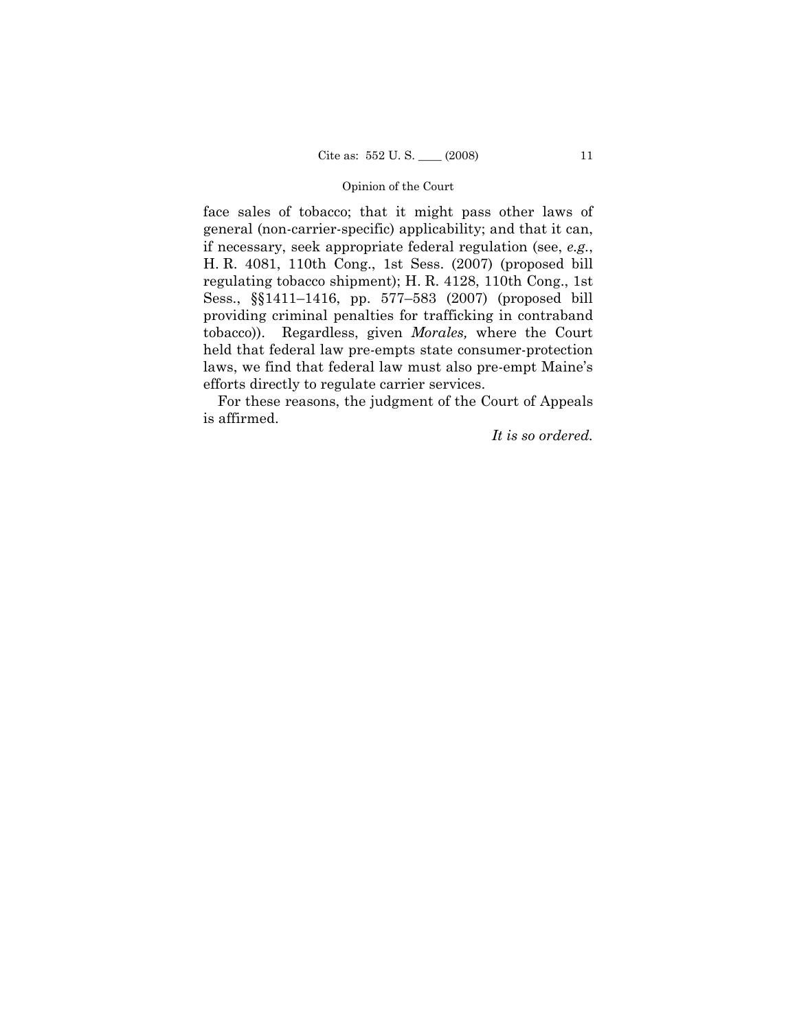face sales of tobacco; that it might pass other laws of general (non-carrier-specific) applicability; and that it can, if necessary, seek appropriate federal regulation (see, *e.g.*, H. R. 4081, 110th Cong., 1st Sess. (2007) (proposed bill regulating tobacco shipment); H. R. 4128, 110th Cong., 1st Sess., §§1411–1416, pp. 577–583 (2007) (proposed bill providing criminal penalties for trafficking in contraband tobacco)). Regardless, given *Morales,* where the Court held that federal law pre-empts state consumer-protection laws, we find that federal law must also pre-empt Maine's efforts directly to regulate carrier services.

For these reasons, the judgment of the Court of Appeals is affirmed.

*It is so ordered.*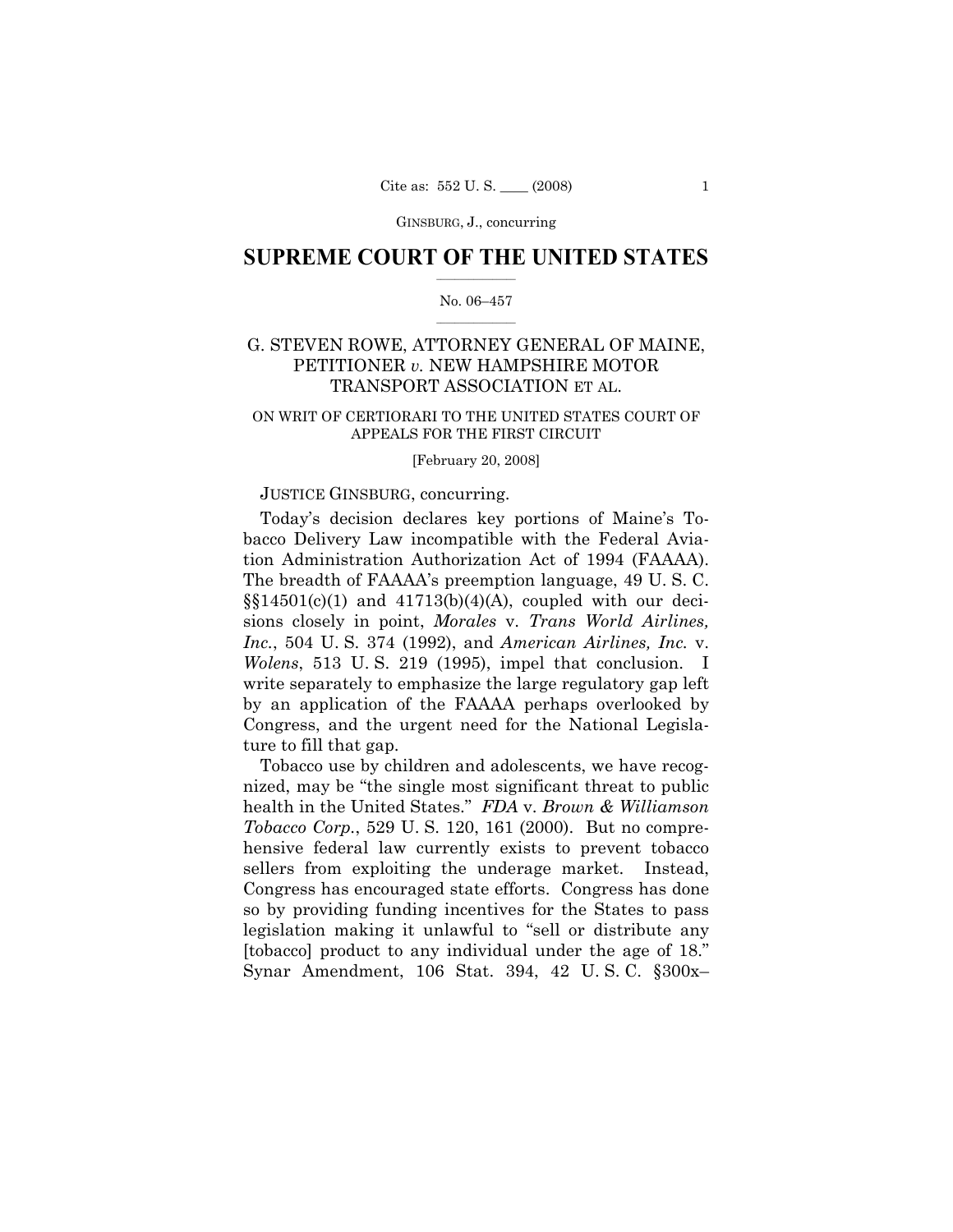# SUPREME COURT OF THE UNITED STATES

No. 06–457

## G. STEVEN ROWE, ATTORNEY GENERAL OF MAINE, PETITIONER *v.* NEW HAMPSHIRE MOTOR TRANSPORT ASSOCIATION ET AL.

ON WRIT OF CERTIORARI TO THE UNITED STATES COURT OF APPEALS FOR THE FIRST CIRCUIT

[February 20, 2008]

JUSTICE GINSBURG, concurring.

Today's decision declares key portions of Maine's Tobacco Delivery Law incompatible with the Federal Aviation Administration Authorization Act of 1994 (FAAAA). The breadth of FAAAA's preemption language, 49 U. S. C. §§14501(c)(1) and 41713(b)(4)(A), coupled with our decisions closely in point, *Morales* v. *Trans World Airlines, Inc.*, 504 U. S. 374 (1992), and *American Airlines, Inc.* v. *Wolens*, 513 U. S. 219 (1995), impel that conclusion. I write separately to emphasize the large regulatory gap left by an application of the FAAAA perhaps overlooked by Congress, and the urgent need for the National Legislature to fill that gap.

Tobacco use by children and adolescents, we have recognized, may be "the single most significant threat to public health in the United States." *FDA* v. *Brown & Williamson Tobacco Corp.*, 529 U. S. 120, 161 (2000). But no comprehensive federal law currently exists to prevent tobacco sellers from exploiting the underage market. Instead, Congress has encouraged state efforts. Congress has done so by providing funding incentives for the States to pass legislation making it unlawful to "sell or distribute any [tobacco] product to any individual under the age of 18." Synar Amendment, 106 Stat. 394, 42 U. S. C. §300x–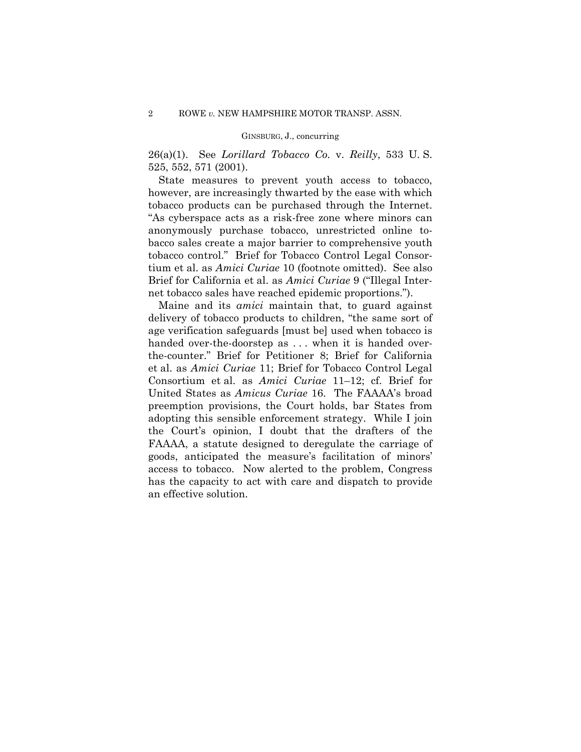26(a)(1). See *Lorillard Tobacco Co.* v. *Reilly*, 533 U. S. 525, 552, 571 (2001).

State measures to prevent youth access to tobacco, however, are increasingly thwarted by the ease with which tobacco products can be purchased through the Internet. "As cyberspace acts as a risk-free zone where minors can anonymously purchase tobacco, unrestricted online tobacco sales create a major barrier to comprehensive youth tobacco control." Brief for Tobacco Control Legal Consortium et al. as *Amici Curiae* 10 (footnote omitted). See also Brief for California et al. as *Amici Curiae* 9 ("Illegal Internet tobacco sales have reached epidemic proportions.").

Maine and its *amici* maintain that, to guard against delivery of tobacco products to children, "the same sort of age verification safeguards [must be] used when tobacco is handed over-the-doorstep as . . . when it is handed over-the-counter." Brief for Petitioner 8; Brief for California et al. as *Amici Curiae* 11; Brief for Tobacco Control Legal Consortium et al. as *Amici Curiae* 11–12; cf. Brief for United States as *Amicus Curiae* 16. The FAAAA's broad preemption provisions, the Court holds, bar States from adopting this sensible enforcement strategy. While I join the Court's opinion, I doubt that the drafters of the FAAAA, a statute designed to deregulate the carriage of goods, anticipated the measure's facilitation of minors' access to tobacco. Now alerted to the problem, Congress has the capacity to act with care and dispatch to provide an effective solution.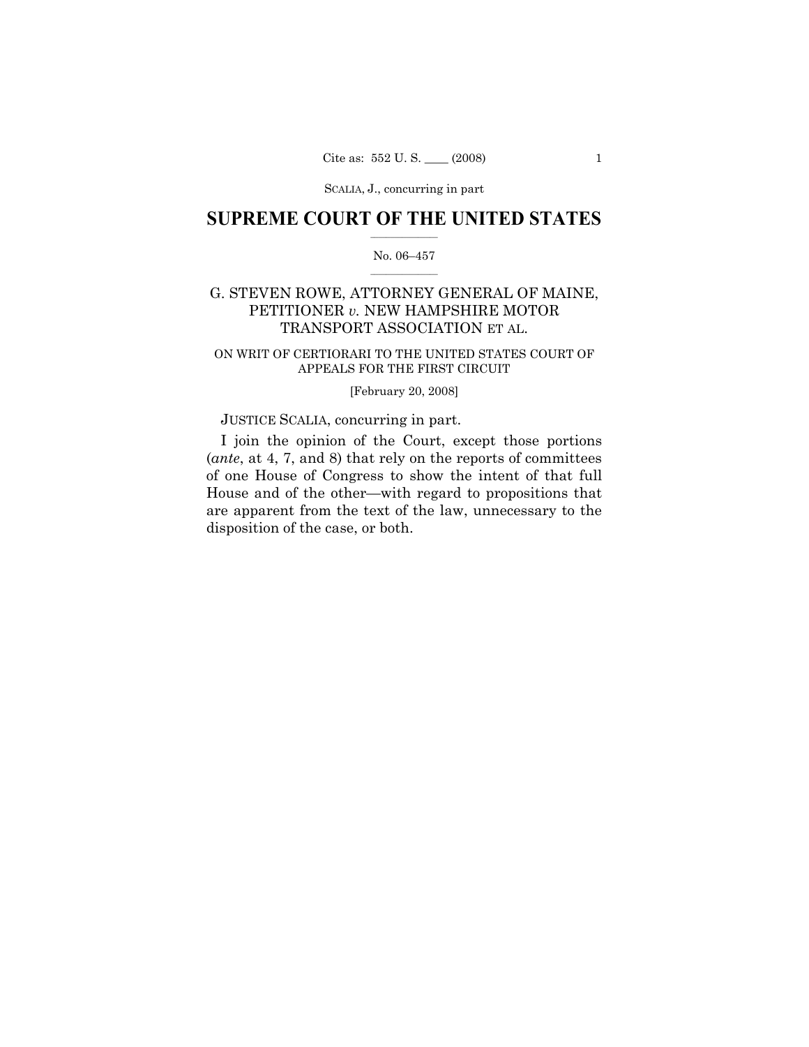# SUPREME COURT OF THE UNITED STATES

No. 06–457

G. STEVEN ROWE, ATTORNEY GENERAL OF MAINE, PETITIONER *v.* NEW HAMPSHIRE MOTOR TRANSPORT ASSOCIATION ET AL.

ON WRIT OF CERTIORARI TO THE UNITED STATES COURT OF APPEALS FOR THE FIRST CIRCUIT

[February 20, 2008]

JUSTICE SCALIA, concurring in part.

I join the opinion of the Court, except those portions (*ante*, at 4, 7, and 8) that rely on the reports of committees of one House of Congress to show the intent of that full House and of the other—with regard to propositions that are apparent from the text of the law, unnecessary to the disposition of the case, or both.